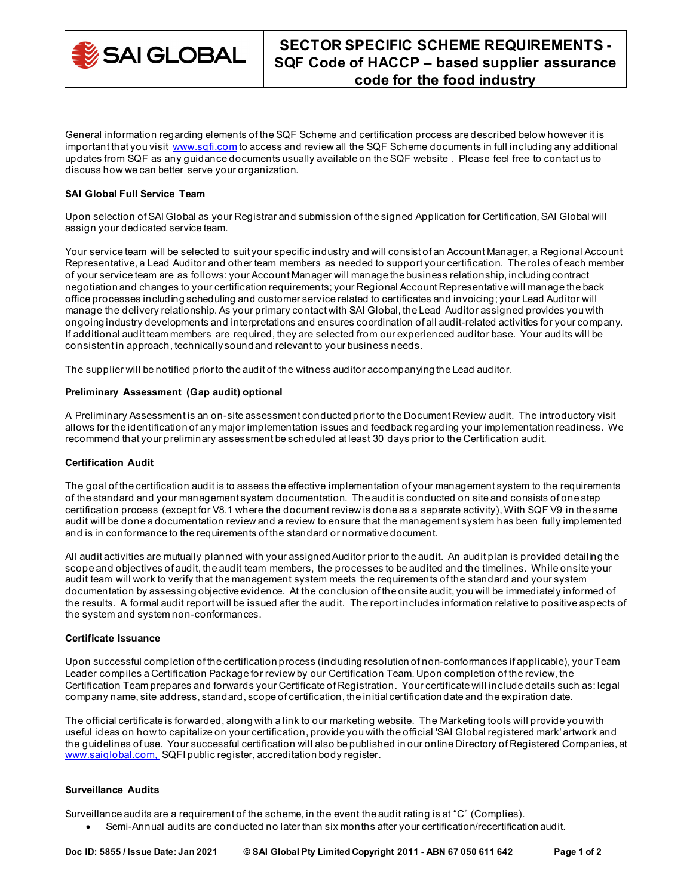# SECTOR SPECIFIC SCHEME REQUIREMENTS - SQF Code of HACCP – based supplier assurance code for the food industry

General information regarding elements of the SQF Scheme and certification process are described below however it is important that you visit www.sqfi.com to access and review all the SQF Scheme documents in full including any additional updates from SQF as any guidance documents usually available on the SQF website . Please feel free to contact us to discuss how we can better serve your organization.

**SAI Global Full Service Team**

Upon selection of SAI Global as your Registrar and submission of the signed Application for Certification, SAI Global will assign your dedicated service team.

Your service team will be selected to suit your specific industry and will consist of an Account Manager, a Regional Account Representative, a Lead Auditor and other team members as needed to support your certification. The roles of each member of your service team are as follows: your Account Manager will manage the business relationship, including contract negotiation and changes to your certification requirements; your Regional Account Representative will manage the back office processes including scheduling and customer service related to certificates and invoicing; your Lead Auditor will manage the delivery relationship. As your primary contact with SAI Global, the Lead Auditor assigned provides you with ongoing industry developments and interpretations and ensures coordination of all audit-related activities for your company. If additional audit team members are required, they are selected from our experienced auditor base. Your audits will be consistent in approach, technically sound and relevant to your business needs.

The supplier will be notified prior to the audit of the witness auditor accompanying the Lead auditor.

**Preliminary Assessment (Gap audit) optional**

A Preliminary Assessment is an on-site assessment conducted prior to the Document Review audit. The introductory visit allows for the identification of any major implementation issues and feedback regarding your implementation readiness. We recommend that your preliminary assessment be scheduled at least 30 days prior to the Certification audit.

**Certification Audit**

The goal of the certification audit is to assess the effective implementation of your management system to the requirements of the standard and your management system documentation. The audit is conducted on site and consists of one step certification process (except for V8.1 where the document review is done as a separate activity), With SQF V9 in the same audit will be done a documentation review and a review to ensure that the management system has been fully implemented and is in conformance to the requirements of the standard or normative document.

All audit activities are mutually planned with your assigned Auditor prior to the audit. An audit plan is provided detailing the scope and objectives of audit, the audit team members, the processes to be audited and the timelines. While onsite your audit team will work to verify that the management system meets the requirements of the standard and your system documentation by assessing objective evidence. At the conclusion of the onsite audit, you will be immediately informed of the results. A formal audit report will be issued after the audit. The report includes information relative to positive aspects of the system and system non-conformances.

**Certificate Issuance**

Upon successful completion of the certification process (including resolution of non-conformances if applicable), your Team Leader compiles a Certification Package for review by our Certification Team. Upon completion of the review, the Certification Team prepares and forwards your Certificate of Registration. Your certificate will include details such as: legal company name, site address, standard, scope of certification, the initial certification date and the expiration date.

The official certificate is forwarded, along with a link to our marketing website. The Marketing tools will provide you with useful ideas on how to capitalize on your certification, provide you with the official 'SAI Global registered mark' artwork and the guidelines of use. Your successful certification will also be published in our online Directory of Registered Companies, at www.saiglobal.com, SQFI public register, accreditation body register.

**Surveillance Audits**

Surveillance audits are a requirement of the scheme, in the event the audit rating is at "C" (Complies).

- Semi-Annual audits are conducted no later than six months after your certification/recertification audit.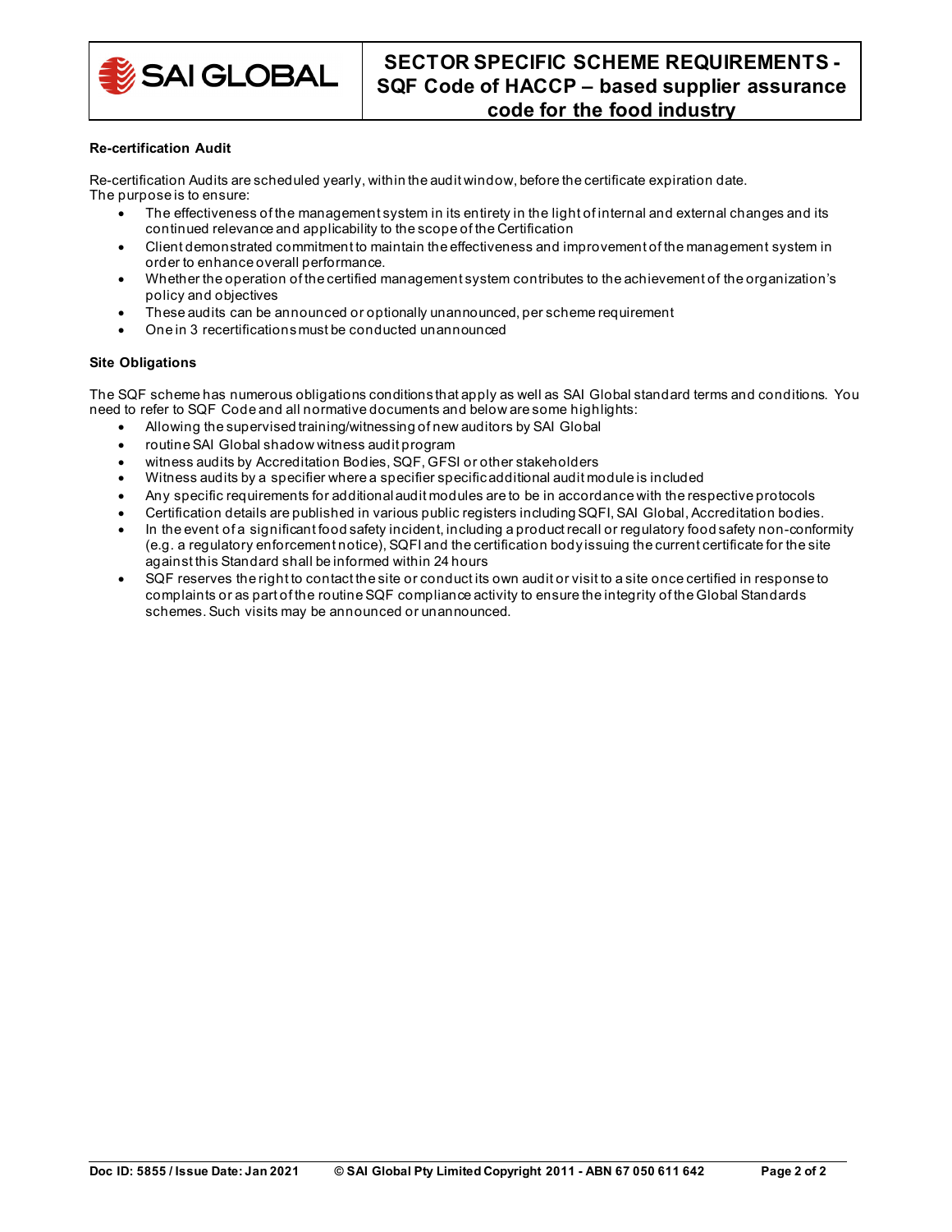**Re-certification Audit**

Re-certification Audits are scheduled yearly, within the audit window, before the certificate expiration date.
The purpose is to ensure:

- The effectiveness of the management system in its entirety in the light of internal and external changes and its continued relevance and applicability to the scope of the Certification
- Client demonstrated commitment to maintain the effectiveness and improvement of the management system in order to enhance overall performance.
- Whether the operation of the certified management system contributes to the achievement of the organization's policy and objectives
- These audits can be announced or optionally unannounced, per scheme requirement
- One in 3 recertifications must be conducted unannounced

**Site Obligations**

The SQF scheme has numerous obligations conditions that apply as well as SAI Global standard terms and conditions. You need to refer to SQF Code and all normative documents and below are some highlights:

- Allowing the supervised training/witnessing of new auditors by SAI Global
- routine SAI Global shadow witness audit program
- witness audits by Accreditation Bodies, SQF, GFSI or other stakeholders
- Witness audits by a specifier where a specifier specific additional audit module is included
- Any specific requirements for additional audit modules are to be in accordance with the respective protocols
- Certification details are published in various public registers including SQFI, SAI Global, Accreditation bodies.
- In the event of a significant food safety incident, including a product recall or regulatory food safety non-conformity (e.g. a regulatory enforcement notice), SQFI and the certification body issuing the current certificate for the site against this Standard shall be informed within 24 hours
- SQF reserves the right to contact the site or conduct its own audit or visit to a site once certified in response to complaints or as part of the routine SQF compliance activity to ensure the integrity of the Global Standards schemes. Such visits may be announced or unannounced.